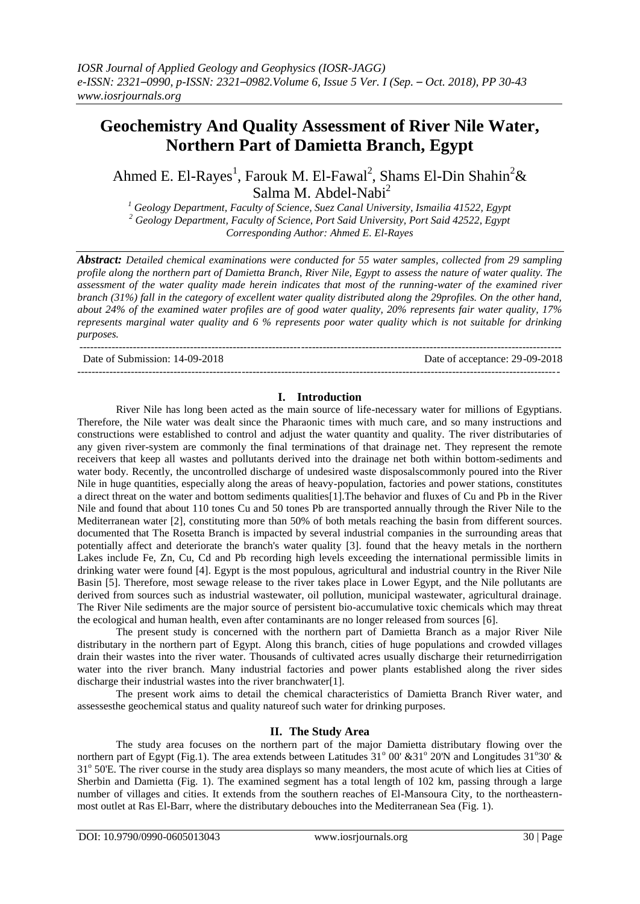# Geochemistry And Quality Assessment of River Nile Water, Northern Part of Damietta Branch, Egypt

Ahmed E. El-Rayes[1], Farouk M. El-Fawal[2], Shams El-Din Shahin[2]& Salma M. Abdel-Nabi[2]

*[1] Geology Department, Faculty of Science, Suez Canal University, Ismailia 41522, Egypt*
*[2] Geology Department, Faculty of Science, Port Said University, Port Said 42522, Egypt*
*Corresponding Author: Ahmed E. El-Rayes*

***Abstract:*** *Detailed chemical examinations were conducted for 55 water samples, collected from 29 sampling profile along the northern part of Damietta Branch, River Nile, Egypt to assess the nature of water quality. The assessment of the water quality made herein indicates that most of the running-water of the examined river branch (31%) fall in the category of excellent water quality distributed along the 29profiles. On the other hand, about 24% of the examined water profiles are of good water quality, 20% represents fair water quality, 17% represents marginal water quality and 6 % represents poor water quality which is not suitable for drinking purposes.*

Date of Submission: 14-09-2018 Date of acceptance: 29-09-2018

## I. Introduction

River Nile has long been acted as the main source of life-necessary water for millions of Egyptians. Therefore, the Nile water was dealt since the Pharaonic times with much care, and so many instructions and constructions were established to control and adjust the water quantity and quality. The river distributaries of any given river-system are commonly the final terminations of that drainage net. They represent the remote receivers that keep all wastes and pollutants derived into the drainage net both within bottom-sediments and water body. Recently, the uncontrolled discharge of undesired waste disposalscommonly poured into the River Nile in huge quantities, especially along the areas of heavy-population, factories and power stations, constitutes a direct threat on the water and bottom sediments qualities[1].The behavior and fluxes of Cu and Pb in the River Nile and found that about 110 tones Cu and 50 tones Pb are transported annually through the River Nile to the Mediterranean water [2], constituting more than 50% of both metals reaching the basin from different sources. documented that The Rosetta Branch is impacted by several industrial companies in the surrounding areas that potentially affect and deteriorate the branch's water quality [3]. found that the heavy metals in the northern Lakes include Fe, Zn, Cu, Cd and Pb recording high levels exceeding the international permissible limits in drinking water were found [4]. Egypt is the most populous, agricultural and industrial country in the River Nile Basin [5]. Therefore, most sewage release to the river takes place in Lower Egypt, and the Nile pollutants are derived from sources such as industrial wastewater, oil pollution, municipal wastewater, agricultural drainage. The River Nile sediments are the major source of persistent bio-accumulative toxic chemicals which may threat the ecological and human health, even after contaminants are no longer released from sources [6].

The present study is concerned with the northern part of Damietta Branch as a major River Nile distributary in the northern part of Egypt. Along this branch, cities of huge populations and crowded villages drain their wastes into the river water. Thousands of cultivated acres usually discharge their returnedirrigation water into the river branch. Many industrial factories and power plants established along the river sides discharge their industrial wastes into the river branchwater[1].

The present work aims to detail the chemical characteristics of Damietta Branch River water, and assessesthe geochemical status and quality natureof such water for drinking purposes.

## II. The Study Area

The study area focuses on the northern part of the major Damietta distributary flowing over the northern part of Egypt (Fig.1). The area extends between Latitudes 31° 00' &31° 20'N and Longitudes 31°30' & 31° 50'E. The river course in the study area displays so many meanders, the most acute of which lies at Cities of Sherbin and Damietta (Fig. 1). The examined segment has a total length of 102 km, passing through a large number of villages and cities. It extends from the southern reaches of El-Mansoura City, to the northeastern-most outlet at Ras El-Barr, where the distributary debouches into the Mediterranean Sea (Fig. 1).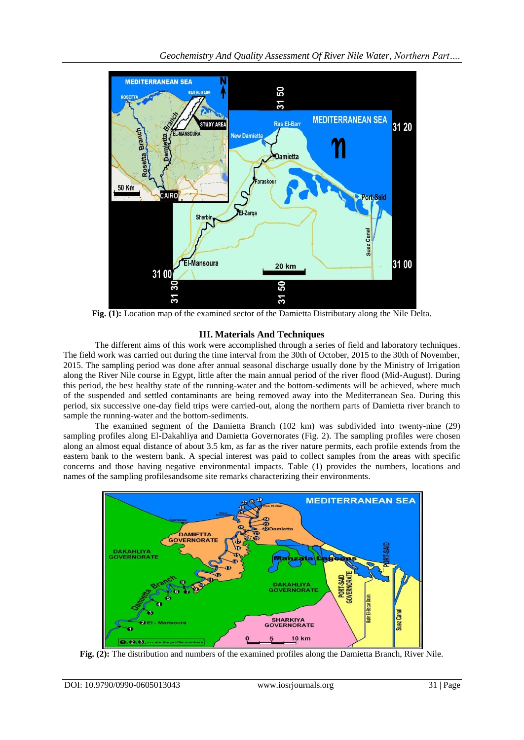**Fig. (1):** Location map of the examined sector of the Damietta Distributary along the Nile Delta.

## III. Materials And Techniques

The different aims of this work were accomplished through a series of field and laboratory techniques. The field work was carried out during the time interval from the 30th of October, 2015 to the 30th of November, 2015. The sampling period was done after annual seasonal discharge usually done by the Ministry of Irrigation along the River Nile course in Egypt, little after the main annual period of the river flood (Mid-August). During this period, the best healthy state of the running-water and the bottom-sediments will be achieved, where much of the suspended and settled contaminants are being removed away into the Mediterranean Sea. During this period, six successive one-day field trips were carried-out, along the northern parts of Damietta river branch to sample the running-water and the bottom-sediments.

The examined segment of the Damietta Branch (102 km) was subdivided into twenty-nine (29) sampling profiles along El-Dakahliya and Damietta Governorates (Fig. 2). The sampling profiles were chosen along an almost equal distance of about 3.5 km, as far as the river nature permits, each profile extends from the eastern bank to the western bank. A special interest was paid to collect samples from the areas with specific concerns and those having negative environmental impacts. Table (1) provides the numbers, locations and names of the sampling profilesandsome site remarks characterizing their environments.

**Fig. (2):** The distribution and numbers of the examined profiles along the Damietta Branch, River Nile.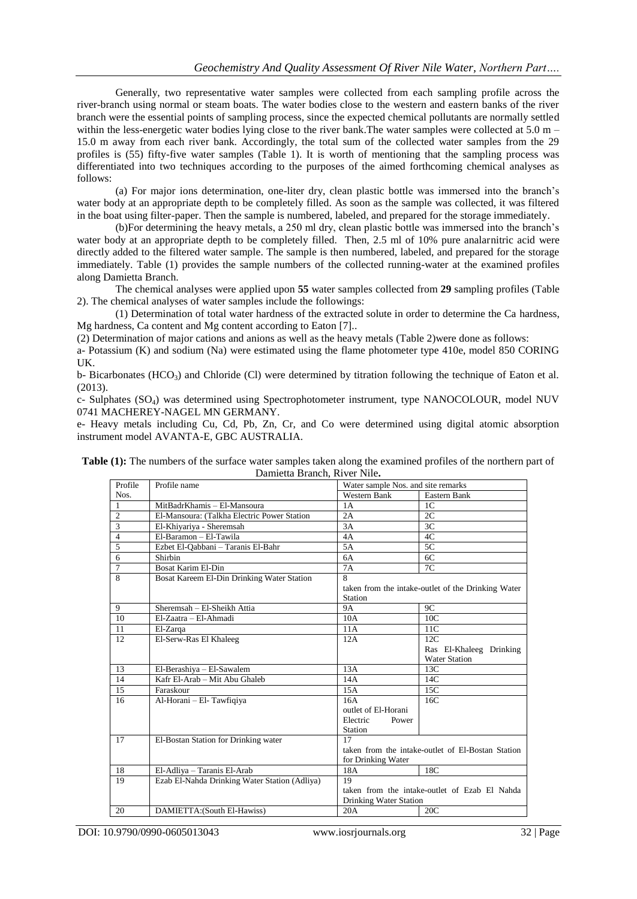Generally, two representative water samples were collected from each sampling profile across the river-branch using normal or steam boats. The water bodies close to the western and eastern banks of the river branch were the essential points of sampling process, since the expected chemical pollutants are normally settled within the less-energetic water bodies lying close to the river bank.The water samples were collected at 5.0 m – 15.0 m away from each river bank. Accordingly, the total sum of the collected water samples from the 29 profiles is (55) fifty-five water samples (Table 1). It is worth of mentioning that the sampling process was differentiated into two techniques according to the purposes of the aimed forthcoming chemical analyses as follows:

(a) For major ions determination, one-liter dry, clean plastic bottle was immersed into the branch's water body at an appropriate depth to be completely filled. As soon as the sample was collected, it was filtered in the boat using filter-paper. Then the sample is numbered, labeled, and prepared for the storage immediately.

(b)For determining the heavy metals, a 250 ml dry, clean plastic bottle was immersed into the branch's water body at an appropriate depth to be completely filled. Then, 2.5 ml of 10% pure analarnitric acid were directly added to the filtered water sample. The sample is then numbered, labeled, and prepared for the storage immediately. Table (1) provides the sample numbers of the collected running-water at the examined profiles along Damietta Branch.

The chemical analyses were applied upon **55** water samples collected from **29** sampling profiles (Table 2). The chemical analyses of water samples include the followings:

(1) Determination of total water hardness of the extracted solute in order to determine the Ca hardness, Mg hardness, Ca content and Mg content according to Eaton [7]..

(2) Determination of major cations and anions as well as the heavy metals (Table 2)were done as follows:

a- Potassium (K) and sodium (Na) were estimated using the flame photometer type 410e, model 850 CORING UK.

b- Bicarbonates ($HCO_3$) and Chloride (Cl) were determined by titration following the technique of Eaton et al. (2013).

c- Sulphates ($SO_4$) was determined using Spectrophotometer instrument, type NANOCOLOUR, model NUV 0741 MACHEREY-NAGEL MN GERMANY.

e- Heavy metals including Cu, Cd, Pb, Zn, Cr, and Co were determined using digital atomic absorption instrument model AVANTA-E, GBC AUSTRALIA.

**Table (1):** The numbers of the surface water samples taken along the examined profiles of the northern part of Damietta Branch, River Nile**.**

| Profile Nos. | Profile name | Water sample Nos. and site remarks | |
|---|---|---|---|
| | | Western Bank | Eastern Bank |
| 1 | MitBadrKhamis – El-Mansoura | 1A | 1C |
| 2 | El-Mansoura: (Talkha Electric Power Station | 2A | 2C |
| 3 | El-Khiyariya - Sheremsah | 3A | 3C |
| 4 | El-Baramon – El-Tawila | 4A | 4C |
| 5 | Ezbet El-Qabbani – Taranis El-Bahr | 5A | 5C |
| 6 | Shirbin | 6A | 6C |
| 7 | Bosat Karim El-Din | 7A | 7C |
| 8 | Bosat Kareem El-Din Drinking Water Station | 8 taken from the intake-outlet of the Drinking Water Station | |
| 9 | Sheremsah – El-Sheikh Attia | 9A | 9C |
| 10 | El-Zaatra – El-Ahmadi | 10A | 10C |
| 11 | El-Zarqa | 11A | 11C |
| 12 | El-Serw-Ras El Khaleeg | 12A | 12C Ras El-Khaleeg Drinking Water Station |
| 13 | El-Berashiya – El-Sawalem | 13A | 13C |
| 14 | Kafr El-Arab – Mit Abu Ghaleb | 14A | 14C |
| 15 | Faraskour | 15A | 15C |
| 16 | Al-Horani – El- Tawfiqiya | 16A outlet of El-Horani Electric Power Station | 16C |
| 17 | El-Bostan Station for Drinking water | 17 taken from the intake-outlet of El-Bostan Station for Drinking Water | |
| 18 | El-Adliya – Taranis El-Arab | 18A | 18C |
| 19 | Ezab El-Nahda Drinking Water Station (Adliya) | 19 taken from the intake-outlet of Ezab El Nahda Drinking Water Station | |
| 20 | DAMIETTA:(South El-Hawiss) | 20A | 20C |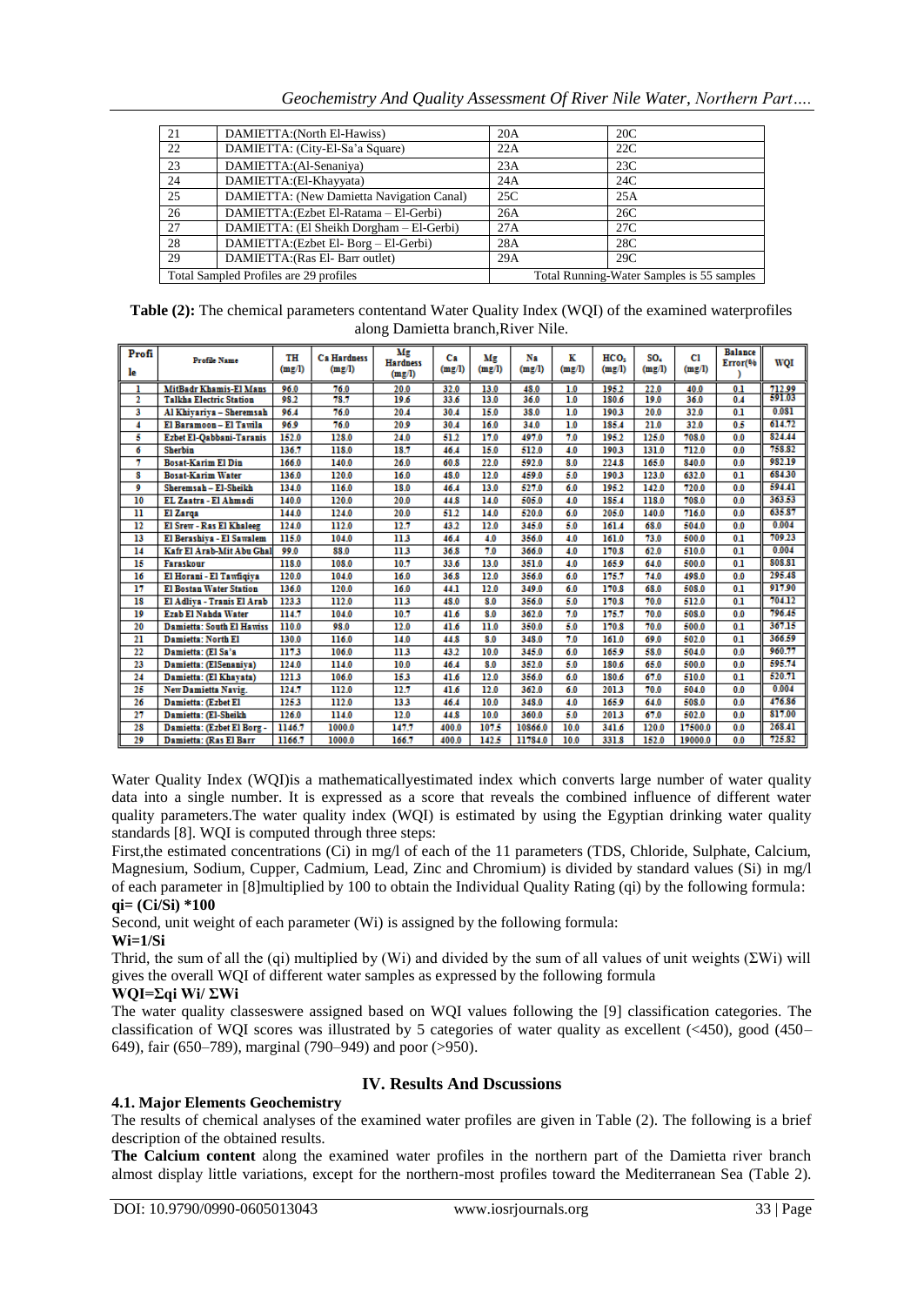| 21 | DAMIETTA:(North El-Hawiss) | 20A | 20C |
|---|---|---|---|
| 22 | DAMIETTA: (City-El-Sa'a Square) | 22A | 22C |
| 23 | DAMIETTA:(Al-Senaniya) | 23A | 23C |
| 24 | DAMIETTA:(El-Khayyata) | 24A | 24C |
| 25 | DAMIETTA: (New Damietta Navigation Canal) | 25C | 25A |
| 26 | DAMIETTA:(Ezbet El-Ratama – El-Gerbi) | 26A | 26C |
| 27 | DAMIETTA: (El Sheikh Dorgham – El-Gerbi) | 27A | 27C |
| 28 | DAMIETTA:(Ezbet El- Borg – El-Gerbi) | 28A | 28C |
| 29 | DAMIETTA:(Ras El- Barr outlet) | 29A | 29C |
| Total Sampled Profiles are 29 profiles | | Total Running-Water Samples is 55 samples | |

**Table (2):** The chemical parameters contentand Water Quality Index (WQI) of the examined waterprofiles along Damietta branch,River Nile.

| Profile | Profile Name | TH (mg/l) | Ca Hardness (mg/l) | Mg Hardness (mg/l) | Ca (mg/l) | Mg (mg/l) | Na (mg/l) | K (mg/l) | $HCO_3$ (mg/l) | $SO_4$ (mg/l) | Cl (mg/l) | Balance Error(%) | WQI |
|---|---|---|---|---|---|---|---|---|---|---|---|---|---|
| 1 | MitBadr Khamis-El Mans | 96.0 | 76.0 | 20.0 | 32.0 | 13.0 | 48.0 | 1.0 | 195.2 | 22.0 | 40.0 | 0.1 | 712.99 |
| 2 | Talkha Electric Station | 98.2 | 78.7 | 19.6 | 33.6 | 13.0 | 36.0 | 1.0 | 180.6 | 19.0 | 36.0 | 0.4 | 591.03 |
| 3 | Al Khiyariya – Sheremsah | 96.4 | 76.0 | 20.4 | 30.4 | 15.0 | 38.0 | 1.0 | 190.3 | 20.0 | 32.0 | 0.1 | 0.081 |
| 4 | El Baramoon – El Tawila | 96.9 | 76.0 | 20.9 | 30.4 | 16.0 | 34.0 | 1.0 | 185.4 | 21.0 | 32.0 | 0.5 | 614.72 |
| 5 | Ezbet El-Qabbani-Taranis | 152.0 | 128.0 | 24.0 | 51.2 | 17.0 | 497.0 | 7.0 | 195.2 | 125.0 | 708.0 | 0.0 | 824.44 |
| 6 | Sherbin | 136.7 | 118.0 | 18.7 | 46.4 | 15.0 | 512.0 | 4.0 | 190.3 | 131.0 | 712.0 | 0.0 | 758.82 |
| 7 | Bosat-Karim El Din | 166.0 | 140.0 | 26.0 | 60.8 | 22.0 | 592.0 | 8.0 | 224.8 | 165.0 | 840.0 | 0.0 | 982.19 |
| 8 | Bosat-Karim Water | 136.0 | 120.0 | 16.0 | 48.0 | 12.0 | 459.0 | 5.0 | 190.3 | 123.0 | 632.0 | 0.1 | 684.30 |
| 9 | Sheremsah – El-Sheikh | 134.0 | 116.0 | 18.0 | 46.4 | 13.0 | 527.0 | 6.0 | 195.2 | 142.0 | 720.0 | 0.0 | 594.41 |
| 10 | EL Zaatra - El Ahmadi | 140.0 | 120.0 | 20.0 | 44.8 | 14.0 | 505.0 | 4.0 | 185.4 | 118.0 | 708.0 | 0.0 | 363.53 |
| 11 | El Zarqa | 144.0 | 124.0 | 20.0 | 51.2 | 14.0 | 520.0 | 6.0 | 205.0 | 140.0 | 716.0 | 0.0 | 635.87 |
| 12 | El Srew - Ras El Khaleeg | 124.0 | 112.0 | 12.7 | 43.2 | 12.0 | 345.0 | 5.0 | 161.4 | 68.0 | 504.0 | 0.0 | 0.004 |
| 13 | El Berashiya - El Sawalem | 115.0 | 104.0 | 11.3 | 46.4 | 4.0 | 356.0 | 4.0 | 161.0 | 73.0 | 500.0 | 0.1 | 709.23 |
| 14 | Kafr El Arab-Mit Abu Ghal | 99.0 | 88.0 | 11.3 | 36.8 | 7.0 | 366.0 | 4.0 | 170.8 | 62.0 | 510.0 | 0.1 | 0.004 |
| 15 | Faraskour | 118.0 | 108.0 | 10.7 | 33.6 | 13.0 | 351.0 | 4.0 | 165.9 | 64.0 | 500.0 | 0.1 | 808.81 |
| 16 | El Horani - El Tawfiqiya | 120.0 | 104.0 | 16.0 | 36.8 | 12.0 | 356.0 | 6.0 | 175.7 | 74.0 | 498.0 | 0.0 | 295.48 |
| 17 | El Bostan Water Station | 136.0 | 120.0 | 16.0 | 44.1 | 12.0 | 349.0 | 6.0 | 170.8 | 68.0 | 508.0 | 0.1 | 917.90 |
| 18 | El Adliya - Tranis El Arab | 123.3 | 112.0 | 11.3 | 48.0 | 8.0 | 356.0 | 5.0 | 170.8 | 70.0 | 512.0 | 0.1 | 704.12 |
| 19 | Ezab El Nahda Water | 114.7 | 104.0 | 10.7 | 41.6 | 8.0 | 362.0 | 7.0 | 175.7 | 70.0 | 508.0 | 0.0 | 796.45 |
| 20 | Damietta: South El Hawiss | 110.0 | 98.0 | 12.0 | 41.6 | 11.0 | 350.0 | 5.0 | 170.8 | 70.0 | 500.0 | 0.1 | 367.15 |
| 21 | Damietta: North El | 130.0 | 116.0 | 14.0 | 44.8 | 8.0 | 348.0 | 7.0 | 161.0 | 69.0 | 502.0 | 0.1 | 366.59 |
| 22 | Damietta: (El Sa'a | 117.3 | 106.0 | 11.3 | 43.2 | 10.0 | 345.0 | 6.0 | 165.9 | 58.0 | 504.0 | 0.0 | 960.77 |
| 23 | Damietta: (ElSenaniya) | 124.0 | 114.0 | 10.0 | 46.4 | 8.0 | 352.0 | 5.0 | 180.6 | 65.0 | 500.0 | 0.0 | 595.74 |
| 24 | Damietta: (El Khayata) | 121.3 | 106.0 | 15.3 | 41.6 | 12.0 | 356.0 | 6.0 | 180.6 | 67.0 | 510.0 | 0.1 | 520.71 |
| 25 | New Damietta Navig. | 124.7 | 112.0 | 12.7 | 41.6 | 12.0 | 362.0 | 6.0 | 201.3 | 70.0 | 504.0 | 0.0 | 0.004 |
| 26 | Damietta: (Ezbet El | 125.3 | 112.0 | 13.3 | 46.4 | 10.0 | 348.0 | 4.0 | 165.9 | 64.0 | 508.0 | 0.0 | 476.86 |
| 27 | Damietta: (El-Sheikh | 126.0 | 114.0 | 12.0 | 44.8 | 10.0 | 360.0 | 5.0 | 201.3 | 67.0 | 502.0 | 0.0 | 817.00 |
| 28 | Damietta: (Ezbet El Borg - | 1146.7 | 1000.0 | 147.7 | 400.0 | 107.5 | 10866.0 | 10.0 | 341.6 | 120.0 | 17500.0 | 0.0 | 268.41 |
| 29 | Damietta: (Ras El Barr | 1166.7 | 1000.0 | 166.7 | 400.0 | 142.5 | 11784.0 | 10.0 | 331.8 | 152.0 | 19000.0 | 0.0 | 725.82 |

Water Quality Index (WQI)is a mathematicallyestimated index which converts large number of water quality data into a single number. It is expressed as a score that reveals the combined influence of different water quality parameters.The water quality index (WQI) is estimated by using the Egyptian drinking water quality standards [8]. WQI is computed through three steps:

First,the estimated concentrations (Ci) in mg/l of each of the 11 parameters (TDS, Chloride, Sulphate, Calcium, Magnesium, Sodium, Cupper, Cadmium, Lead, Zinc and Chromium) is divided by standard values (Si) in mg/l of each parameter in [8]multiplied by 100 to obtain the Individual Quality Rating (qi) by the following formula:

**qi= (Ci/Si) *100**

Second, unit weight of each parameter (Wi) is assigned by the following formula:

**Wi=1/Si**

Thrid, the sum of all the (qi) multiplied by (Wi) and divided by the sum of all values of unit weights (ΣWi) will gives the overall WQI of different water samples as expressed by the following formula

**WQI=Σqi Wi/ ΣWi**

The water quality classeswere assigned based on WQI values following the [9] classification categories. The classification of WQI scores was illustrated by 5 categories of water quality as excellent (<450), good (450–649), fair (650–789), marginal (790–949) and poor (>950).

## IV. Results And Dscussions

### 4.1. Major Elements Geochemistry

The results of chemical analyses of the examined water profiles are given in Table (2). The following is a brief description of the obtained results.

**The Calcium content** along the examined water profiles in the northern part of the Damietta river branch almost display little variations, except for the northern-most profiles toward the Mediterranean Sea (Table 2).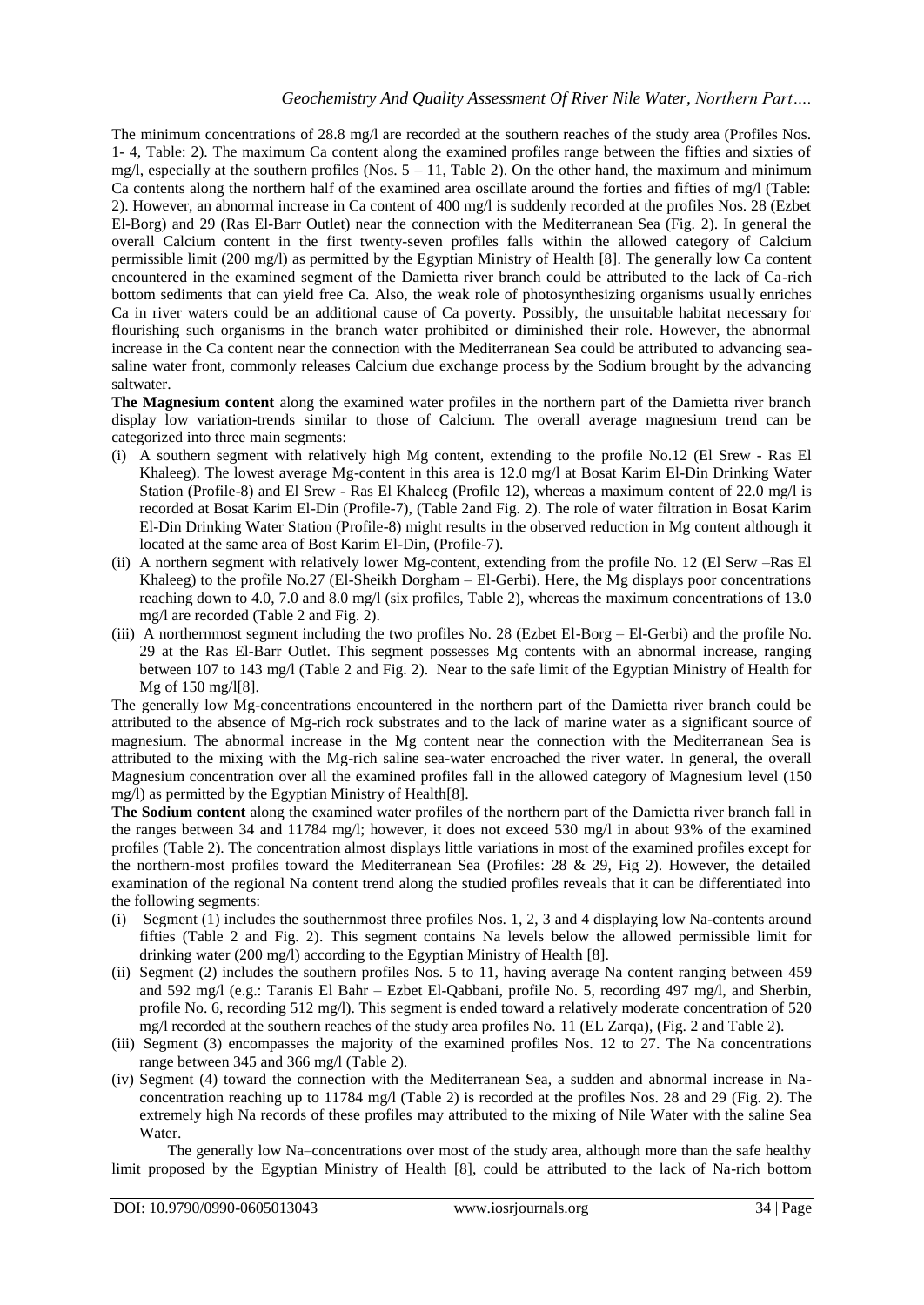The minimum concentrations of 28.8 mg/l are recorded at the southern reaches of the study area (Profiles Nos. 1- 4, Table: 2). The maximum Ca content along the examined profiles range between the fifties and sixties of mg/l, especially at the southern profiles (Nos. 5 – 11, Table 2). On the other hand, the maximum and minimum Ca contents along the northern half of the examined area oscillate around the forties and fifties of mg/l (Table: 2). However, an abnormal increase in Ca content of 400 mg/l is suddenly recorded at the profiles Nos. 28 (Ezbet El-Borg) and 29 (Ras El-Barr Outlet) near the connection with the Mediterranean Sea (Fig. 2). In general the overall Calcium content in the first twenty-seven profiles falls within the allowed category of Calcium permissible limit (200 mg/l) as permitted by the Egyptian Ministry of Health [8]. The generally low Ca content encountered in the examined segment of the Damietta river branch could be attributed to the lack of Ca-rich bottom sediments that can yield free Ca. Also, the weak role of photosynthesizing organisms usually enriches Ca in river waters could be an additional cause of Ca poverty. Possibly, the unsuitable habitat necessary for flourishing such organisms in the branch water prohibited or diminished their role. However, the abnormal increase in the Ca content near the connection with the Mediterranean Sea could be attributed to advancing sea-saline water front, commonly releases Calcium due exchange process by the Sodium brought by the advancing saltwater.

**The Magnesium content** along the examined water profiles in the northern part of the Damietta river branch display low variation-trends similar to those of Calcium. The overall average magnesium trend can be categorized into three main segments:

- (i) A southern segment with relatively high Mg content, extending to the profile No.12 (El Srew - Ras El Khaleeg). The lowest average Mg-content in this area is 12.0 mg/l at Bosat Karim El-Din Drinking Water Station (Profile-8) and El Srew - Ras El Khaleeg (Profile 12), whereas a maximum content of 22.0 mg/l is recorded at Bosat Karim El-Din (Profile-7), (Table 2and Fig. 2). The role of water filtration in Bosat Karim El-Din Drinking Water Station (Profile-8) might results in the observed reduction in Mg content although it located at the same area of Bost Karim El-Din, (Profile-7).
- (ii) A northern segment with relatively lower Mg-content, extending from the profile No. 12 (El Serw –Ras El Khaleeg) to the profile No.27 (El-Sheikh Dorgham – El-Gerbi). Here, the Mg displays poor concentrations reaching down to 4.0, 7.0 and 8.0 mg/l (six profiles, Table 2), whereas the maximum concentrations of 13.0 mg/l are recorded (Table 2 and Fig. 2).
- (iii) A northernmost segment including the two profiles No. 28 (Ezbet El-Borg – El-Gerbi) and the profile No. 29 at the Ras El-Barr Outlet. This segment possesses Mg contents with an abnormal increase, ranging between 107 to 143 mg/l (Table 2 and Fig. 2). Near to the safe limit of the Egyptian Ministry of Health for Mg of 150 mg/l[8].

The generally low Mg-concentrations encountered in the northern part of the Damietta river branch could be attributed to the absence of Mg-rich rock substrates and to the lack of marine water as a significant source of magnesium. The abnormal increase in the Mg content near the connection with the Mediterranean Sea is attributed to the mixing with the Mg-rich saline sea-water encroached the river water. In general, the overall Magnesium concentration over all the examined profiles fall in the allowed category of Magnesium level (150 mg/l) as permitted by the Egyptian Ministry of Health[8].

**The Sodium content** along the examined water profiles of the northern part of the Damietta river branch fall in the ranges between 34 and 11784 mg/l; however, it does not exceed 530 mg/l in about 93% of the examined profiles (Table 2). The concentration almost displays little variations in most of the examined profiles except for the northern-most profiles toward the Mediterranean Sea (Profiles: 28 & 29, Fig 2). However, the detailed examination of the regional Na content trend along the studied profiles reveals that it can be differentiated into the following segments:

- (i) Segment (1) includes the southernmost three profiles Nos. 1, 2, 3 and 4 displaying low Na-contents around fifties (Table 2 and Fig. 2). This segment contains Na levels below the allowed permissible limit for drinking water (200 mg/l) according to the Egyptian Ministry of Health [8].
- (ii) Segment (2) includes the southern profiles Nos. 5 to 11, having average Na content ranging between 459 and 592 mg/l (e.g.: Taranis El Bahr – Ezbet El-Qabbani, profile No. 5, recording 497 mg/l, and Sherbin, profile No. 6, recording 512 mg/l). This segment is ended toward a relatively moderate concentration of 520 mg/l recorded at the southern reaches of the study area profiles No. 11 (EL Zarqa), (Fig. 2 and Table 2).
- (iii) Segment (3) encompasses the majority of the examined profiles Nos. 12 to 27. The Na concentrations range between 345 and 366 mg/l (Table 2).
- (iv) Segment (4) toward the connection with the Mediterranean Sea, a sudden and abnormal increase in Na-concentration reaching up to 11784 mg/l (Table 2) is recorded at the profiles Nos. 28 and 29 (Fig. 2). The extremely high Na records of these profiles may attributed to the mixing of Nile Water with the saline Sea Water.

The generally low Na–concentrations over most of the study area, although more than the safe healthy limit proposed by the Egyptian Ministry of Health [8], could be attributed to the lack of Na-rich bottom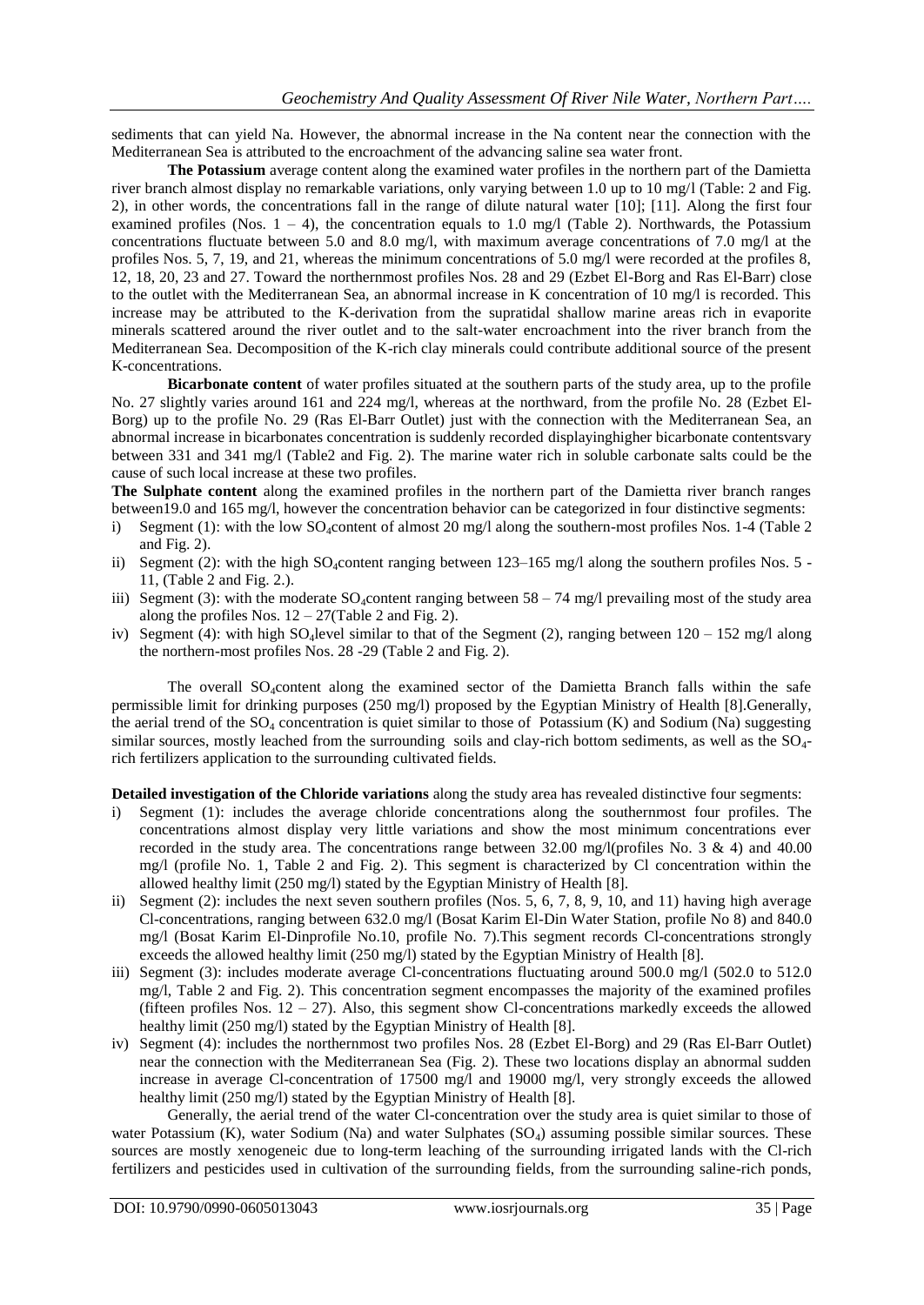sediments that can yield Na. However, the abnormal increase in the Na content near the connection with the Mediterranean Sea is attributed to the encroachment of the advancing saline sea water front.

**The Potassium** average content along the examined water profiles in the northern part of the Damietta river branch almost display no remarkable variations, only varying between 1.0 up to 10 mg/l (Table: 2 and Fig. 2), in other words, the concentrations fall in the range of dilute natural water [10]; [11]. Along the first four examined profiles (Nos. 1 – 4), the concentration equals to 1.0 mg/l (Table 2). Northwards, the Potassium concentrations fluctuate between 5.0 and 8.0 mg/l, with maximum average concentrations of 7.0 mg/l at the profiles Nos. 5, 7, 19, and 21, whereas the minimum concentrations of 5.0 mg/l were recorded at the profiles 8, 12, 18, 20, 23 and 27. Toward the northernmost profiles Nos. 28 and 29 (Ezbet El-Borg and Ras El-Barr) close to the outlet with the Mediterranean Sea, an abnormal increase in K concentration of 10 mg/l is recorded. This increase may be attributed to the K-derivation from the supratidal shallow marine areas rich in evaporite minerals scattered around the river outlet and to the salt-water encroachment into the river branch from the Mediterranean Sea. Decomposition of the K-rich clay minerals could contribute additional source of the present K-concentrations.

**Bicarbonate content** of water profiles situated at the southern parts of the study area, up to the profile No. 27 slightly varies around 161 and 224 mg/l, whereas at the northward, from the profile No. 28 (Ezbet El-Borg) up to the profile No. 29 (Ras El-Barr Outlet) just with the connection with the Mediterranean Sea, an abnormal increase in bicarbonates concentration is suddenly recorded displayinghigher bicarbonate contentsvary between 331 and 341 mg/l (Table2 and Fig. 2). The marine water rich in soluble carbonate salts could be the cause of such local increase at these two profiles.

**The Sulphate content** along the examined profiles in the northern part of the Damietta river branch ranges between19.0 and 165 mg/l, however the concentration behavior can be categorized in four distinctive segments:

i) Segment (1): with the low $SO_4$content of almost 20 mg/l along the southern-most profiles Nos. 1-4 (Table 2 and Fig. 2).
ii) Segment (2): with the high $SO_4$content ranging between 123–165 mg/l along the southern profiles Nos. 5 - 11, (Table 2 and Fig. 2.).
iii) Segment (3): with the moderate $SO_4$content ranging between 58 – 74 mg/l prevailing most of the study area along the profiles Nos. 12 – 27(Table 2 and Fig. 2).
iv) Segment (4): with high $SO_4$level similar to that of the Segment (2), ranging between 120 – 152 mg/l along the northern-most profiles Nos. 28 -29 (Table 2 and Fig. 2).

The overall $SO_4$content along the examined sector of the Damietta Branch falls within the safe permissible limit for drinking purposes (250 mg/l) proposed by the Egyptian Ministry of Health [8].Generally, the aerial trend of the $SO_4$ concentration is quiet similar to those of Potassium (K) and Sodium (Na) suggesting similar sources, mostly leached from the surrounding soils and clay-rich bottom sediments, as well as the $SO_4$-rich fertilizers application to the surrounding cultivated fields.

**Detailed investigation of the Chloride variations** along the study area has revealed distinctive four segments:

i) Segment (1): includes the average chloride concentrations along the southernmost four profiles. The concentrations almost display very little variations and show the most minimum concentrations ever recorded in the study area. The concentrations range between 32.00 mg/l(profiles No. 3 & 4) and 40.00 mg/l (profile No. 1, Table 2 and Fig. 2). This segment is characterized by Cl concentration within the allowed healthy limit (250 mg/l) stated by the Egyptian Ministry of Health [8].
ii) Segment (2): includes the next seven southern profiles (Nos. 5, 6, 7, 8, 9, 10, and 11) having high average Cl-concentrations, ranging between 632.0 mg/l (Bosat Karim El-Din Water Station, profile No 8) and 840.0 mg/l (Bosat Karim El-Dinprofile No.10, profile No. 7).This segment records Cl-concentrations strongly exceeds the allowed healthy limit (250 mg/l) stated by the Egyptian Ministry of Health [8].
iii) Segment (3): includes moderate average Cl-concentrations fluctuating around 500.0 mg/l (502.0 to 512.0 mg/l, Table 2 and Fig. 2). This concentration segment encompasses the majority of the examined profiles (fifteen profiles Nos. 12 – 27). Also, this segment show Cl-concentrations markedly exceeds the allowed healthy limit (250 mg/l) stated by the Egyptian Ministry of Health [8].
iv) Segment (4): includes the northernmost two profiles Nos. 28 (Ezbet El-Borg) and 29 (Ras El-Barr Outlet) near the connection with the Mediterranean Sea (Fig. 2). These two locations display an abnormal sudden increase in average Cl-concentration of 17500 mg/l and 19000 mg/l, very strongly exceeds the allowed healthy limit (250 mg/l) stated by the Egyptian Ministry of Health [8].

Generally, the aerial trend of the water Cl-concentration over the study area is quiet similar to those of water Potassium (K), water Sodium (Na) and water Sulphates ($SO_4$) assuming possible similar sources. These sources are mostly xenogeneic due to long-term leaching of the surrounding irrigated lands with the Cl-rich fertilizers and pesticides used in cultivation of the surrounding fields, from the surrounding saline-rich ponds,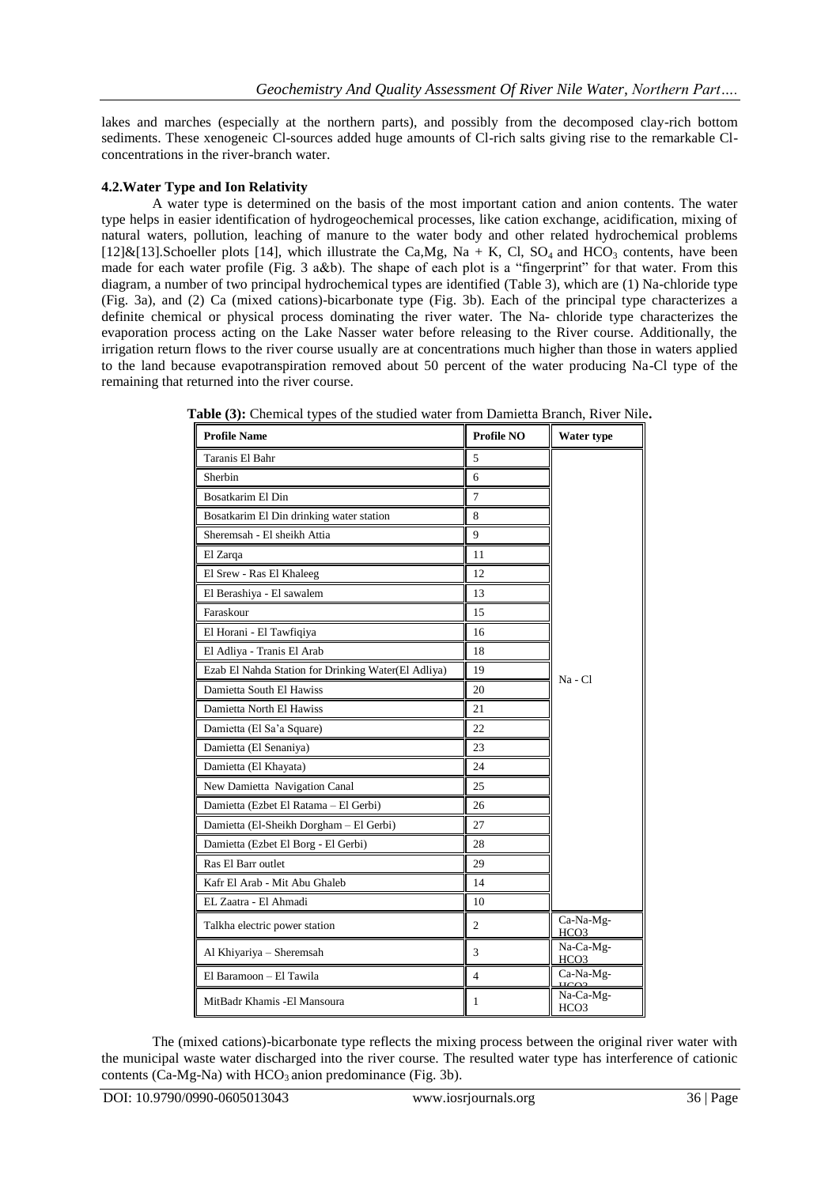lakes and marches (especially at the northern parts), and possibly from the decomposed clay-rich bottom sediments. These xenogeneic Cl-sources added huge amounts of Cl-rich salts giving rise to the remarkable Cl-concentrations in the river-branch water.

### 4.2.Water Type and Ion Relativity

A water type is determined on the basis of the most important cation and anion contents. The water type helps in easier identification of hydrogeochemical processes, like cation exchange, acidification, mixing of natural waters, pollution, leaching of manure to the water body and other related hydrochemical problems [12]&[13].Schoeller plots [14], which illustrate the Ca,Mg, Na + K, Cl, $SO_4$ and $HCO_3$ contents, have been made for each water profile (Fig. 3 a&b). The shape of each plot is a "fingerprint" for that water. From this diagram, a number of two principal hydrochemical types are identified (Table 3), which are (1) Na-chloride type (Fig. 3a), and (2) Ca (mixed cations)-bicarbonate type (Fig. 3b). Each of the principal type characterizes a definite chemical or physical process dominating the river water. The Na- chloride type characterizes the evaporation process acting on the Lake Nasser water before releasing to the River course. Additionally, the irrigation return flows to the river course usually are at concentrations much higher than those in waters applied to the land because evapotranspiration removed about 50 percent of the water producing Na-Cl type of the remaining that returned into the river course.

**Table (3):** Chemical types of the studied water from Damietta Branch, River Nile**.**

| Profile Name | Profile NO | Water type |
|---|---|---|
| Taranis El Bahr | 5 | Na - Cl |
| Sherbin | 6 | |
| Bosatkarim El Din | 7 | |
| Bosatkarim El Din drinking water station | 8 | |
| Sheremsah - El sheikh Attia | 9 | |
| El Zarqa | 11 | |
| El Srew - Ras El Khaleeg | 12 | |
| El Berashiya - El sawalem | 13 | |
| Faraskour | 15 | |
| El Horani - El Tawfiqiya | 16 | |
| El Adliya - Tranis El Arab | 18 | |
| Ezab El Nahda Station for Drinking Water(El Adliya) | 19 | |
| Damietta South El Hawiss | 20 | |
| Damietta North El Hawiss | 21 | |
| Damietta (El Sa'a Square) | 22 | |
| Damietta (El Senaniya) | 23 | |
| Damietta (El Khayata) | 24 | |
| New Damietta Navigation Canal | 25 | |
| Damietta (Ezbet El Ratama – El Gerbi) | 26 | |
| Damietta (El-Sheikh Dorgham – El Gerbi) | 27 | |
| Damietta (Ezbet El Borg - El Gerbi) | 28 | |
| Ras El Barr outlet | 29 | |
| Kafr El Arab - Mit Abu Ghaleb | 14 | |
| EL Zaatra - El Ahmadi | 10 | |
| Talkha electric power station | 2 | Ca-Na-Mg-HCO3 |
| Al Khiyariya – Sheremsah | 3 | Na-Ca-Mg-HCO3 |
| El Baramoon – El Tawila | 4 | Ca-Na-Mg-HCO3 |
| MitBadr Khamis -El Mansoura | 1 | Na-Ca-Mg-HCO3 |

The (mixed cations)-bicarbonate type reflects the mixing process between the original river water with the municipal waste water discharged into the river course. The resulted water type has interference of cationic contents (Ca-Mg-Na) with $HCO_3$ anion predominance (Fig. 3b).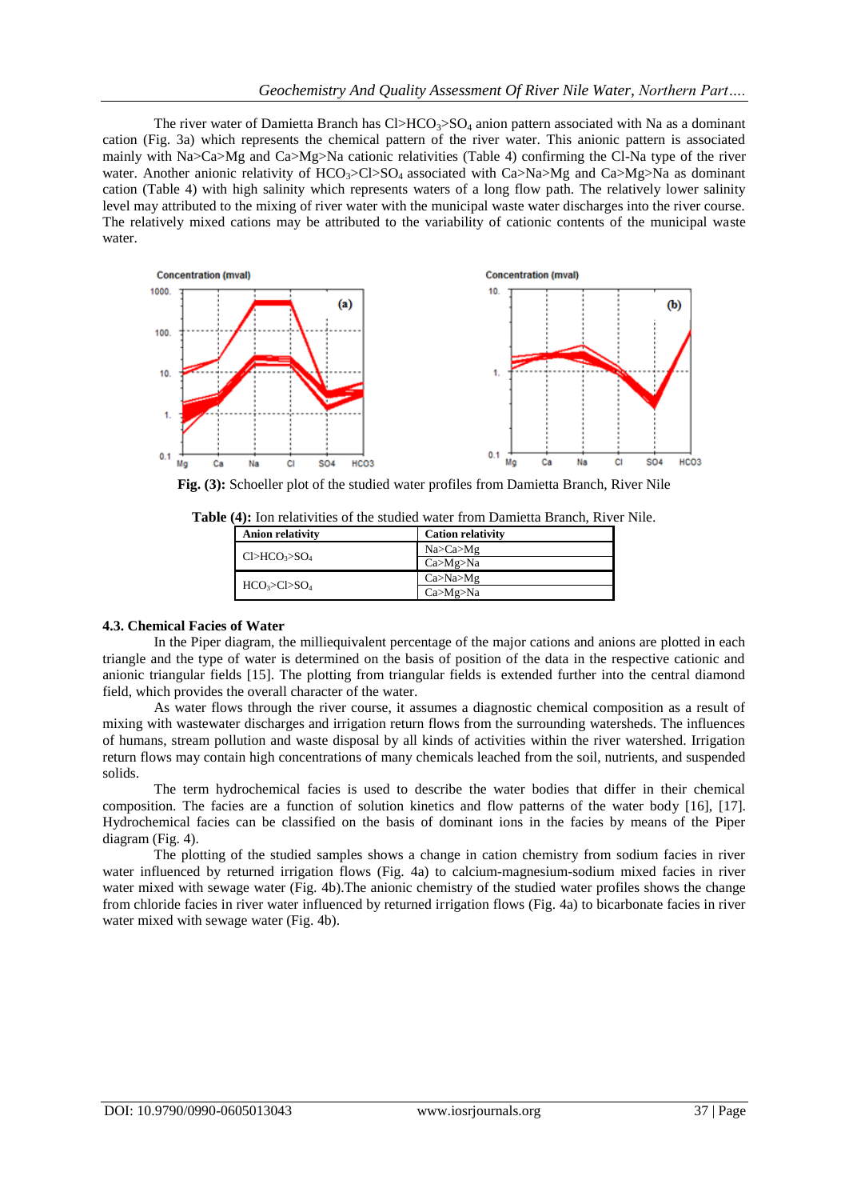The river water of Damietta Branch has $Cl>HCO_3>SO_4$ anion pattern associated with Na as a dominant cation (Fig. 3a) which represents the chemical pattern of the river water. This anionic pattern is associated mainly with Na>Ca>Mg and Ca>Mg>Na cationic relativities (Table 4) confirming the Cl-Na type of the river water. Another anionic relativity of $HCO_3>Cl>SO_4$ associated with Ca>Na>Mg and Ca>Mg>Na as dominant cation (Table 4) with high salinity which represents waters of a long flow path. The relatively lower salinity level may attributed to the mixing of river water with the municipal waste water discharges into the river course. The relatively mixed cations may be attributed to the variability of cationic contents of the municipal waste water.

**Fig. (3):** Schoeller plot of the studied water profiles from Damietta Branch, River Nile

**Table (4):** Ion relativities of the studied water from Damietta Branch, River Nile.

| Anion relativity | Cation relativity |
|---|---|
| $Cl>HCO_3>SO_4$ | Na>Ca>Mg |
| | Ca>Mg>Na |
| $HCO_3>Cl>SO_4$ | Ca>Na>Mg |
| | Ca>Mg>Na |

### 4.3. Chemical Facies of Water

In the Piper diagram, the milliequivalent percentage of the major cations and anions are plotted in each triangle and the type of water is determined on the basis of position of the data in the respective cationic and anionic triangular fields [15]. The plotting from triangular fields is extended further into the central diamond field, which provides the overall character of the water.

As water flows through the river course, it assumes a diagnostic chemical composition as a result of mixing with wastewater discharges and irrigation return flows from the surrounding watersheds. The influences of humans, stream pollution and waste disposal by all kinds of activities within the river watershed. Irrigation return flows may contain high concentrations of many chemicals leached from the soil, nutrients, and suspended solids.

The term hydrochemical facies is used to describe the water bodies that differ in their chemical composition. The facies are a function of solution kinetics and flow patterns of the water body [16], [17]. Hydrochemical facies can be classified on the basis of dominant ions in the facies by means of the Piper diagram (Fig. 4).

The plotting of the studied samples shows a change in cation chemistry from sodium facies in river water influenced by returned irrigation flows (Fig. 4a) to calcium-magnesium-sodium mixed facies in river water mixed with sewage water (Fig. 4b).The anionic chemistry of the studied water profiles shows the change from chloride facies in river water influenced by returned irrigation flows (Fig. 4a) to bicarbonate facies in river water mixed with sewage water (Fig. 4b).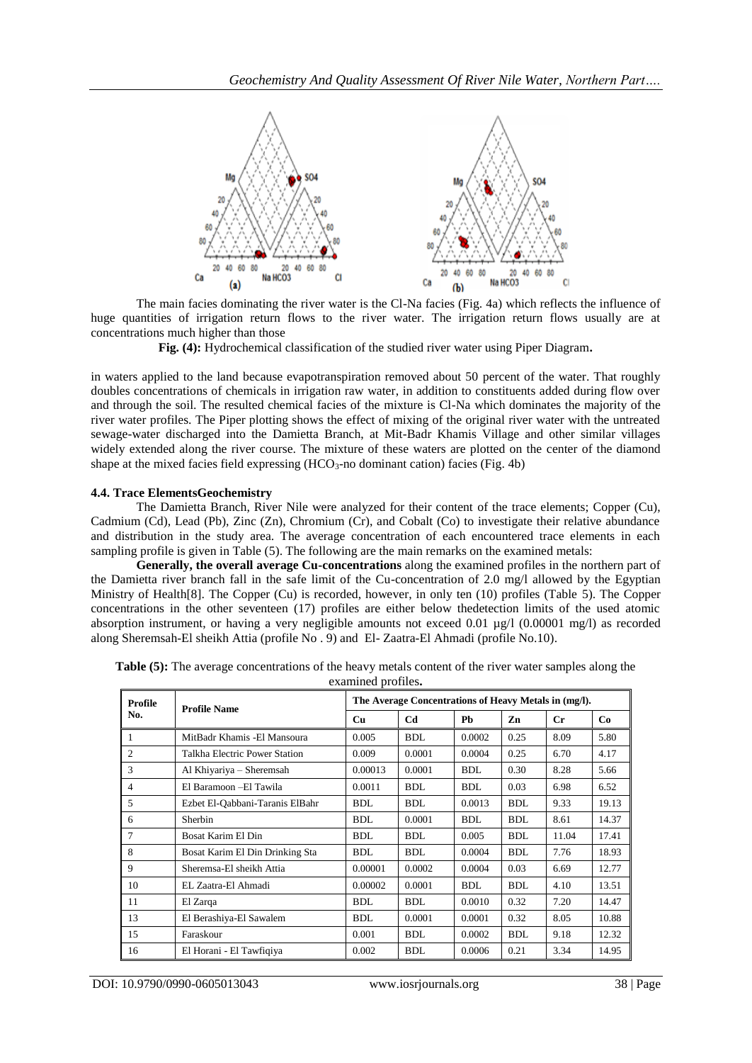The main facies dominating the river water is the Cl-Na facies (Fig. 4a) which reflects the influence of huge quantities of irrigation return flows to the river water. The irrigation return flows usually are at concentrations much higher than those

**Fig. (4):** Hydrochemical classification of the studied river water using Piper Diagram**.**

in waters applied to the land because evapotranspiration removed about 50 percent of the water. That roughly doubles concentrations of chemicals in irrigation raw water, in addition to constituents added during flow over and through the soil. The resulted chemical facies of the mixture is Cl-Na which dominates the majority of the river water profiles. The Piper plotting shows the effect of mixing of the original river water with the untreated sewage-water discharged into the Damietta Branch, at Mit-Badr Khamis Village and other similar villages widely extended along the river course. The mixture of these waters are plotted on the center of the diamond shape at the mixed facies field expressing ($HCO_3$-no dominant cation) facies (Fig. 4b)

### 4.4. Trace ElementsGeochemistry

The Damietta Branch, River Nile were analyzed for their content of the trace elements; Copper (Cu), Cadmium (Cd), Lead (Pb), Zinc (Zn), Chromium (Cr), and Cobalt (Co) to investigate their relative abundance and distribution in the study area. The average concentration of each encountered trace elements in each sampling profile is given in Table (5). The following are the main remarks on the examined metals:

**Generally, the overall average Cu-concentrations** along the examined profiles in the northern part of the Damietta river branch fall in the safe limit of the Cu-concentration of 2.0 mg/l allowed by the Egyptian Ministry of Health[8]. The Copper (Cu) is recorded, however, in only ten (10) profiles (Table 5). The Copper concentrations in the other seventeen (17) profiles are either below thedetection limits of the used atomic absorption instrument, or having a very negligible amounts not exceed 0.01 µg/l (0.00001 mg/l) as recorded along Sheremsah-El sheikh Attia (profile No . 9) and El- Zaatra-El Ahmadi (profile No.10).

**Table (5):** The average concentrations of the heavy metals content of the river water samples along the examined profiles**.**

| Profile No. | Profile Name | The Average Concentrations of Heavy Metals in (mg/l). | | | | | |
|---|---|---|---|---|---|---|---|
| | | Cu | Cd | Pb | Zn | Cr | Co |
| 1 | MitBadr Khamis -El Mansoura | 0.005 | BDL | 0.0002 | 0.25 | 8.09 | 5.80 |
| 2 | Talkha Electric Power Station | 0.009 | 0.0001 | 0.0004 | 0.25 | 6.70 | 4.17 |
| 3 | Al Khiyariya – Sheremsah | 0.00013 | 0.0001 | BDL | 0.30 | 8.28 | 5.66 |
| 4 | El Baramoon –El Tawila | 0.0011 | BDL | BDL | 0.03 | 6.98 | 6.52 |
| 5 | Ezbet El-Qabbani-Taranis ElBahr | BDL | BDL | 0.0013 | BDL | 9.33 | 19.13 |
| 6 | Sherbin | BDL | 0.0001 | BDL | BDL | 8.61 | 14.37 |
| 7 | Bosat Karim El Din | BDL | BDL | 0.005 | BDL | 11.04 | 17.41 |
| 8 | Bosat Karim El Din Drinking Sta | BDL | BDL | 0.0004 | BDL | 7.76 | 18.93 |
| 9 | Sheremsa-El sheikh Attia | 0.00001 | 0.0002 | 0.0004 | 0.03 | 6.69 | 12.77 |
| 10 | EL Zaatra-El Ahmadi | 0.00002 | 0.0001 | BDL | BDL | 4.10 | 13.51 |
| 11 | El Zarqa | BDL | BDL | 0.0010 | 0.32 | 7.20 | 14.47 |
| 13 | El Berashiya-El Sawalem | BDL | 0.0001 | 0.0001 | 0.32 | 8.05 | 10.88 |
| 15 | Faraskour | 0.001 | BDL | 0.0002 | BDL | 9.18 | 12.32 |
| 16 | El Horani - El Tawfiqiya | 0.002 | BDL | 0.0006 | 0.21 | 3.34 | 14.95 |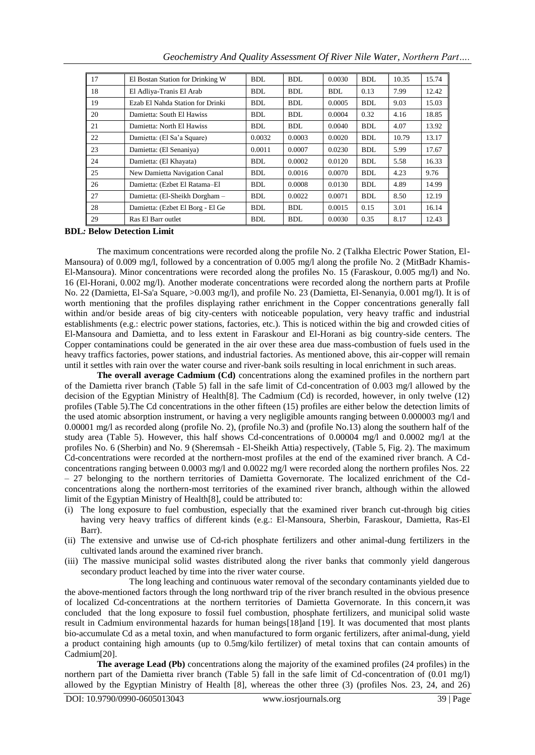| 17 | El Bostan Station for Drinking W | BDL | BDL | 0.0030 | BDL | 10.35 | 15.74 |
|---|---|---|---|---|---|---|---|
| 18 | El Adliya-Tranis El Arab | BDL | BDL | BDL | 0.13 | 7.99 | 12.42 |
| 19 | Ezab El Nahda Station for Drinki | BDL | BDL | 0.0005 | BDL | 9.03 | 15.03 |
| 20 | Damietta: South El Hawiss | BDL | BDL | 0.0004 | 0.32 | 4.16 | 18.85 |
| 21 | Damietta: North El Hawiss | BDL | BDL | 0.0040 | BDL | 4.07 | 13.92 |
| 22 | Damietta: (El Sa'a Square) | 0.0032 | 0.0003 | 0.0020 | BDL | 10.79 | 13.17 |
| 23 | Damietta: (El Senaniya) | 0.0011 | 0.0007 | 0.0230 | BDL | 5.99 | 17.67 |
| 24 | Damietta: (El Khayata) | BDL | 0.0002 | 0.0120 | BDL | 5.58 | 16.33 |
| 25 | New Damietta Navigation Canal | BDL | 0.0016 | 0.0070 | BDL | 4.23 | 9.76 |
| 26 | Damietta: (Ezbet El Ratama–El | BDL | 0.0008 | 0.0130 | BDL | 4.89 | 14.99 |
| 27 | Damietta: (El-Sheikh Dorgham – | BDL | 0.0022 | 0.0071 | BDL | 8.50 | 12.19 |
| 28 | Damietta: (Ezbet El Borg - El Ge | BDL | BDL | 0.0015 | 0.15 | 3.01 | 16.14 |
| 29 | Ras El Barr outlet | BDL | BDL | 0.0030 | 0.35 | 8.17 | 12.43 |

**BDL: Below Detection Limit**

The maximum concentrations were recorded along the profile No. 2 (Talkha Electric Power Station, El-Mansoura) of 0.009 mg/l, followed by a concentration of 0.005 mg/l along the profile No. 2 (MitBadr Khamis-El-Mansoura). Minor concentrations were recorded along the profiles No. 15 (Faraskour, 0.005 mg/l) and No. 16 (El-Horani, 0.002 mg/l). Another moderate concentrations were recorded along the northern parts at Profile No. 22 (Damietta, El-Sa'a Square, >0.003 mg/l), and profile No. 23 (Damietta, El-Senanyia, 0.001 mg/l). It is of worth mentioning that the profiles displaying rather enrichment in the Copper concentrations generally fall within and/or beside areas of big city-centers with noticeable population, very heavy traffic and industrial establishments (e.g.: electric power stations, factories, etc.). This is noticed within the big and crowded cities of El-Mansoura and Damietta, and to less extent in Faraskour and El-Horani as big country-side centers. The Copper contaminations could be generated in the air over these area due mass-combustion of fuels used in the heavy traffics factories, power stations, and industrial factories. As mentioned above, this air-copper will remain until it settles with rain over the water course and river-bank soils resulting in local enrichment in such areas.

**The overall average Cadmium (Cd)** concentrations along the examined profiles in the northern part of the Damietta river branch (Table 5) fall in the safe limit of Cd-concentration of 0.003 mg/l allowed by the decision of the Egyptian Ministry of Health[8]. The Cadmium (Cd) is recorded, however, in only twelve (12) profiles (Table 5).The Cd concentrations in the other fifteen (15) profiles are either below the detection limits of the used atomic absorption instrument, or having a very negligible amounts ranging between 0.000003 mg/l and 0.00001 mg/l as recorded along (profile No. 2), (profile No.3) and (profile No.13) along the southern half of the study area (Table 5). However, this half shows Cd-concentrations of 0.00004 mg/l and 0.0002 mg/l at the profiles No. 6 (Sherbin) and No. 9 (Sheremsah - El-Sheikh Attia) respectively, (Table 5, Fig. 2). The maximum Cd-concentrations were recorded at the northern-most profiles at the end of the examined river branch. A Cd-concentrations ranging between 0.0003 mg/l and 0.0022 mg/l were recorded along the northern profiles Nos. 22 – 27 belonging to the northern territories of Damietta Governorate. The localized enrichment of the Cd-concentrations along the northern-most territories of the examined river branch, although within the allowed limit of the Egyptian Ministry of Health[8], could be attributed to:

- (i) The long exposure to fuel combustion, especially that the examined river branch cut-through big cities having very heavy traffics of different kinds (e.g.: El-Mansoura, Sherbin, Faraskour, Damietta, Ras-El Barr).
- (ii) The extensive and unwise use of Cd-rich phosphate fertilizers and other animal-dung fertilizers in the cultivated lands around the examined river branch.
- (iii) The massive municipal solid wastes distributed along the river banks that commonly yield dangerous secondary product leached by time into the river water course.

The long leaching and continuous water removal of the secondary contaminants yielded due to the above-mentioned factors through the long northward trip of the river branch resulted in the obvious presence of localized Cd-concentrations at the northern territories of Damietta Governorate. In this concern,it was concluded that the long exposure to fossil fuel combustion, phosphate fertilizers, and municipal solid waste result in Cadmium environmental hazards for human beings[18]and [19]. It was documented that most plants bio-accumulate Cd as a metal toxin, and when manufactured to form organic fertilizers, after animal-dung, yield a product containing high amounts (up to 0.5mg/kilo fertilizer) of metal toxins that can contain amounts of Cadmium[20].

**The average Lead (Pb)** concentrations along the majority of the examined profiles (24 profiles) in the northern part of the Damietta river branch (Table 5) fall in the safe limit of Cd-concentration of (0.01 mg/l) allowed by the Egyptian Ministry of Health [8], whereas the other three (3) (profiles Nos. 23, 24, and 26)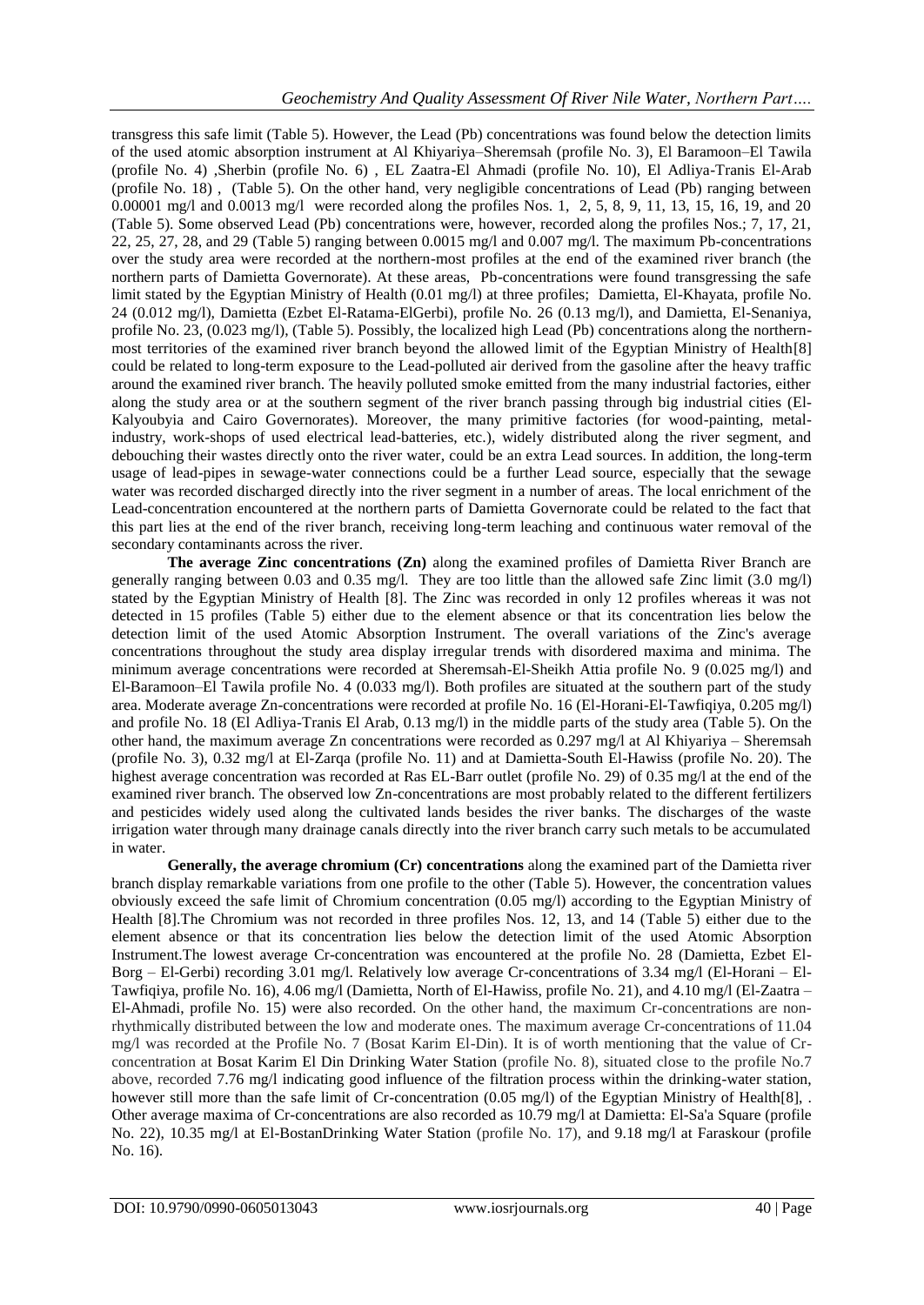transgress this safe limit (Table 5). However, the Lead (Pb) concentrations was found below the detection limits of the used atomic absorption instrument at Al Khiyariya–Sheremsah (profile No. 3), El Baramoon–El Tawila (profile No. 4) ,Sherbin (profile No. 6) , EL Zaatra-El Ahmadi (profile No. 10), El Adliya-Tranis El-Arab (profile No. 18) , (Table 5). On the other hand, very negligible concentrations of Lead (Pb) ranging between 0.00001 mg/l and 0.0013 mg/l were recorded along the profiles Nos. 1, 2, 5, 8, 9, 11, 13, 15, 16, 19, and 20 (Table 5). Some observed Lead (Pb) concentrations were, however, recorded along the profiles Nos.; 7, 17, 21, 22, 25, 27, 28, and 29 (Table 5) ranging between 0.0015 mg/l and 0.007 mg/l. The maximum Pb-concentrations over the study area were recorded at the northern-most profiles at the end of the examined river branch (the northern parts of Damietta Governorate). At these areas, Pb-concentrations were found transgressing the safe limit stated by the Egyptian Ministry of Health (0.01 mg/l) at three profiles; Damietta, El-Khayata, profile No. 24 (0.012 mg/l), Damietta (Ezbet El-Ratama-ElGerbi), profile No. 26 (0.13 mg/l), and Damietta, El-Senaniya, profile No. 23, (0.023 mg/l), (Table 5). Possibly, the localized high Lead (Pb) concentrations along the northern-most territories of the examined river branch beyond the allowed limit of the Egyptian Ministry of Health[8] could be related to long-term exposure to the Lead-polluted air derived from the gasoline after the heavy traffic around the examined river branch. The heavily polluted smoke emitted from the many industrial factories, either along the study area or at the southern segment of the river branch passing through big industrial cities (El-Kalyoubyia and Cairo Governorates). Moreover, the many primitive factories (for wood-painting, metal-industry, work-shops of used electrical lead-batteries, etc.), widely distributed along the river segment, and debouching their wastes directly onto the river water, could be an extra Lead sources. In addition, the long-term usage of lead-pipes in sewage-water connections could be a further Lead source, especially that the sewage water was recorded discharged directly into the river segment in a number of areas. The local enrichment of the Lead-concentration encountered at the northern parts of Damietta Governorate could be related to the fact that this part lies at the end of the river branch, receiving long-term leaching and continuous water removal of the secondary contaminants across the river.

**The average Zinc concentrations (Zn)** along the examined profiles of Damietta River Branch are generally ranging between 0.03 and 0.35 mg/l. They are too little than the allowed safe Zinc limit (3.0 mg/l) stated by the Egyptian Ministry of Health [8]. The Zinc was recorded in only 12 profiles whereas it was not detected in 15 profiles (Table 5) either due to the element absence or that its concentration lies below the detection limit of the used Atomic Absorption Instrument. The overall variations of the Zinc's average concentrations throughout the study area display irregular trends with disordered maxima and minima. The minimum average concentrations were recorded at Sheremsah-El-Sheikh Attia profile No. 9 (0.025 mg/l) and El-Baramoon–El Tawila profile No. 4 (0.033 mg/l). Both profiles are situated at the southern part of the study area. Moderate average Zn-concentrations were recorded at profile No. 16 (El-Horani-El-Tawfiqiya, 0.205 mg/l) and profile No. 18 (El Adliya-Tranis El Arab, 0.13 mg/l) in the middle parts of the study area (Table 5). On the other hand, the maximum average Zn concentrations were recorded as 0.297 mg/l at Al Khiyariya – Sheremsah (profile No. 3), 0.32 mg/l at El-Zarqa (profile No. 11) and at Damietta-South El-Hawiss (profile No. 20). The highest average concentration was recorded at Ras EL-Barr outlet (profile No. 29) of 0.35 mg/l at the end of the examined river branch. The observed low Zn-concentrations are most probably related to the different fertilizers and pesticides widely used along the cultivated lands besides the river banks. The discharges of the waste irrigation water through many drainage canals directly into the river branch carry such metals to be accumulated in water.

**Generally, the average chromium (Cr) concentrations** along the examined part of the Damietta river branch display remarkable variations from one profile to the other (Table 5). However, the concentration values obviously exceed the safe limit of Chromium concentration (0.05 mg/l) according to the Egyptian Ministry of Health [8].The Chromium was not recorded in three profiles Nos. 12, 13, and 14 (Table 5) either due to the element absence or that its concentration lies below the detection limit of the used Atomic Absorption Instrument.The lowest average Cr-concentration was encountered at the profile No. 28 (Damietta, Ezbet El-Borg – El-Gerbi) recording 3.01 mg/l. Relatively low average Cr-concentrations of 3.34 mg/l (El-Horani – El-Tawfiqiya, profile No. 16), 4.06 mg/l (Damietta, North of El-Hawiss, profile No. 21), and 4.10 mg/l (El-Zaatra – El-Ahmadi, profile No. 15) were also recorded. On the other hand, the maximum Cr-concentrations are non-rhythmically distributed between the low and moderate ones. The maximum average Cr-concentrations of 11.04 mg/l was recorded at the Profile No. 7 (Bosat Karim El-Din). It is of worth mentioning that the value of Cr-concentration at Bosat Karim El Din Drinking Water Station (profile No. 8), situated close to the profile No.7 above, recorded 7.76 mg/l indicating good influence of the filtration process within the drinking-water station, however still more than the safe limit of Cr-concentration (0.05 mg/l) of the Egyptian Ministry of Health[8], . Other average maxima of Cr-concentrations are also recorded as 10.79 mg/l at Damietta: El-Sa'a Square (profile No. 22), 10.35 mg/l at El-BostanDrinking Water Station (profile No. 17), and 9.18 mg/l at Faraskour (profile No. 16).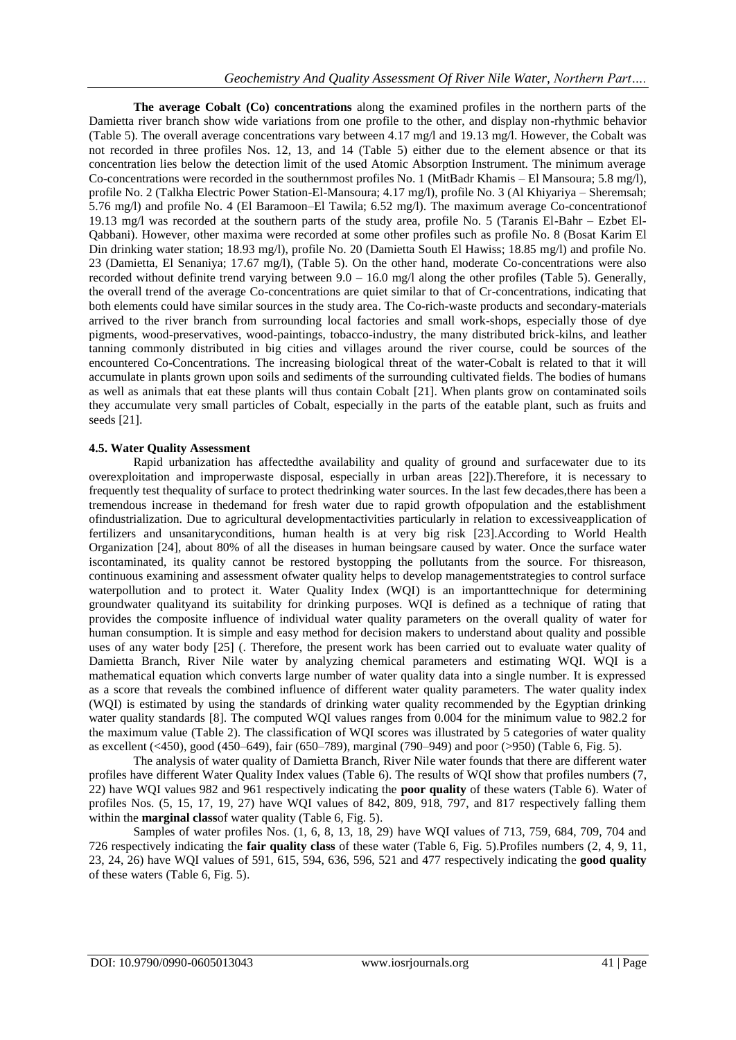**The average Cobalt (Co) concentrations** along the examined profiles in the northern parts of the Damietta river branch show wide variations from one profile to the other, and display non-rhythmic behavior (Table 5). The overall average concentrations vary between 4.17 mg/l and 19.13 mg/l. However, the Cobalt was not recorded in three profiles Nos. 12, 13, and 14 (Table 5) either due to the element absence or that its concentration lies below the detection limit of the used Atomic Absorption Instrument. The minimum average Co-concentrations were recorded in the southernmost profiles No. 1 (MitBadr Khamis – El Mansoura; 5.8 mg/l), profile No. 2 (Talkha Electric Power Station-El-Mansoura; 4.17 mg/l), profile No. 3 (Al Khiyariya – Sheremsah; 5.76 mg/l) and profile No. 4 (El Baramoon–El Tawila; 6.52 mg/l). The maximum average Co-concentrationof 19.13 mg/l was recorded at the southern parts of the study area, profile No. 5 (Taranis El-Bahr – Ezbet El-Qabbani). However, other maxima were recorded at some other profiles such as profile No. 8 (Bosat Karim El Din drinking water station; 18.93 mg/l), profile No. 20 (Damietta South El Hawiss; 18.85 mg/l) and profile No. 23 (Damietta, El Senaniya; 17.67 mg/l), (Table 5). On the other hand, moderate Co-concentrations were also recorded without definite trend varying between 9.0 – 16.0 mg/l along the other profiles (Table 5). Generally, the overall trend of the average Co-concentrations are quiet similar to that of Cr-concentrations, indicating that both elements could have similar sources in the study area. The Co-rich-waste products and secondary-materials arrived to the river branch from surrounding local factories and small work-shops, especially those of dye pigments, wood-preservatives, wood-paintings, tobacco-industry, the many distributed brick-kilns, and leather tanning commonly distributed in big cities and villages around the river course, could be sources of the encountered Co-Concentrations. The increasing biological threat of the water-Cobalt is related to that it will accumulate in plants grown upon soils and sediments of the surrounding cultivated fields. The bodies of humans as well as animals that eat these plants will thus contain Cobalt [21]. When plants grow on contaminated soils they accumulate very small particles of Cobalt, especially in the parts of the eatable plant, such as fruits and seeds [21].

### 4.5. Water Quality Assessment

Rapid urbanization has affectedthe availability and quality of ground and surfacewater due to its overexploitation and improperwaste disposal, especially in urban areas [22]).Therefore, it is necessary to frequently test thequality of surface to protect thedrinking water sources. In the last few decades,there has been a tremendous increase in thedemand for fresh water due to rapid growth ofpopulation and the establishment ofindustrialization. Due to agricultural developmentactivities particularly in relation to excessiveapplication of fertilizers and unsanitaryconditions, human health is at very big risk [23].According to World Health Organization [24], about 80% of all the diseases in human beingsare caused by water. Once the surface water iscontaminated, its quality cannot be restored bystopping the pollutants from the source. For thisreason, continuous examining and assessment ofwater quality helps to develop managementstrategies to control surface waterpollution and to protect it. Water Quality Index (WQI) is an importanttechnique for determining groundwater qualityand its suitability for drinking purposes. WQI is defined as a technique of rating that provides the composite influence of individual water quality parameters on the overall quality of water for human consumption. It is simple and easy method for decision makers to understand about quality and possible uses of any water body [25] (. Therefore, the present work has been carried out to evaluate water quality of Damietta Branch, River Nile water by analyzing chemical parameters and estimating WQI. WQI is a mathematical equation which converts large number of water quality data into a single number. It is expressed as a score that reveals the combined influence of different water quality parameters. The water quality index (WQI) is estimated by using the standards of drinking water quality recommended by the Egyptian drinking water quality standards [8]. The computed WQI values ranges from 0.004 for the minimum value to 982.2 for the maximum value (Table 2). The classification of WQI scores was illustrated by 5 categories of water quality as excellent (<450), good (450–649), fair (650–789), marginal (790–949) and poor (>950) (Table 6, Fig. 5).

The analysis of water quality of Damietta Branch, River Nile water founds that there are different water profiles have different Water Quality Index values (Table 6). The results of WQI show that profiles numbers (7, 22) have WQI values 982 and 961 respectively indicating the **poor quality** of these waters (Table 6). Water of profiles Nos. (5, 15, 17, 19, 27) have WQI values of 842, 809, 918, 797, and 817 respectively falling them within the **marginal class**of water quality (Table 6, Fig. 5).

Samples of water profiles Nos. (1, 6, 8, 13, 18, 29) have WQI values of 713, 759, 684, 709, 704 and 726 respectively indicating the **fair quality class** of these water (Table 6, Fig. 5).Profiles numbers (2, 4, 9, 11, 23, 24, 26) have WQI values of 591, 615, 594, 636, 596, 521 and 477 respectively indicating the **good quality** of these waters (Table 6, Fig. 5).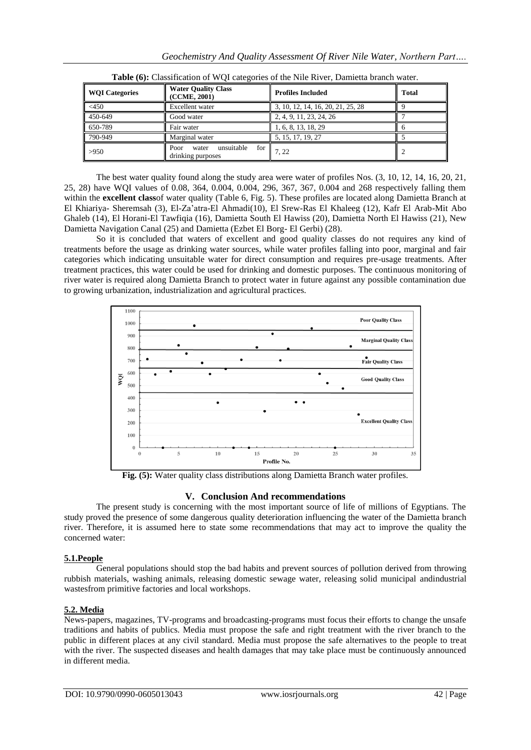**Table (6):** Classification of WQI categories of the Nile River, Damietta branch water.

| WQI Categories | Water Quality Class (CCME, 2001) | Profiles Included | Total |
|---|---|---|---|
| <450 | Excellent water | 3, 10, 12, 14, 16, 20, 21, 25, 28 | 9 |
| 450-649 | Good water | 2, 4, 9, 11, 23, 24, 26 | 7 |
| 650-789 | Fair water | 1, 6, 8, 13, 18, 29 | 6 |
| 790-949 | Marginal water | 5, 15, 17, 19, 27 | 5 |
| >950 | Poor water unsuitable for drinking purposes | 7, 22 | 2 |

The best water quality found along the study area were water of profiles Nos. (3, 10, 12, 14, 16, 20, 21, 25, 28) have WQI values of 0.08, 364, 0.004, 0.004, 296, 367, 367, 0.004 and 268 respectively falling them within the **excellent class**of water quality (Table 6, Fig. 5). These profiles are located along Damietta Branch at El Khiariya- Sheremsah (3), El-Za'atra-El Ahmadi(10), El Srew-Ras El Khaleeg (12), Kafr El Arab-Mit Abo Ghaleb (14), El Horani-El Tawfiqia (16), Damietta South El Hawiss (20), Damietta North El Hawiss (21), New Damietta Navigation Canal (25) and Damietta (Ezbet El Borg- El Gerbi) (28).

So it is concluded that waters of excellent and good quality classes do not requires any kind of treatments before the usage as drinking water sources, while water profiles falling into poor, marginal and fair categories which indicating unsuitable water for direct consumption and requires pre-usage treatments. After treatment practices, this water could be used for drinking and domestic purposes. The continuous monitoring of river water is required along Damietta Branch to protect water in future against any possible contamination due to growing urbanization, industrialization and agricultural practices.

**Fig. (5):** Water quality class distributions along Damietta Branch water profiles.

## V. Conclusion And recommendations

The present study is concerning with the most important source of life of millions of Egyptians. The study proved the presence of some dangerous quality deterioration influencing the water of the Damietta branch river. Therefore, it is assumed here to state some recommendations that may act to improve the quality the concerned water:

### 5.1.People

General populations should stop the bad habits and prevent sources of pollution derived from throwing rubbish materials, washing animals, releasing domestic sewage water, releasing solid municipal andindustrial wastesfrom primitive factories and local workshops.

### 5.2. Media

News-papers, magazines, TV-programs and broadcasting-programs must focus their efforts to change the unsafe traditions and habits of publics. Media must propose the safe and right treatment with the river branch to the public in different places at any civil standard. Media must propose the safe alternatives to the people to treat with the river. The suspected diseases and health damages that may take place must be continuously announced in different media.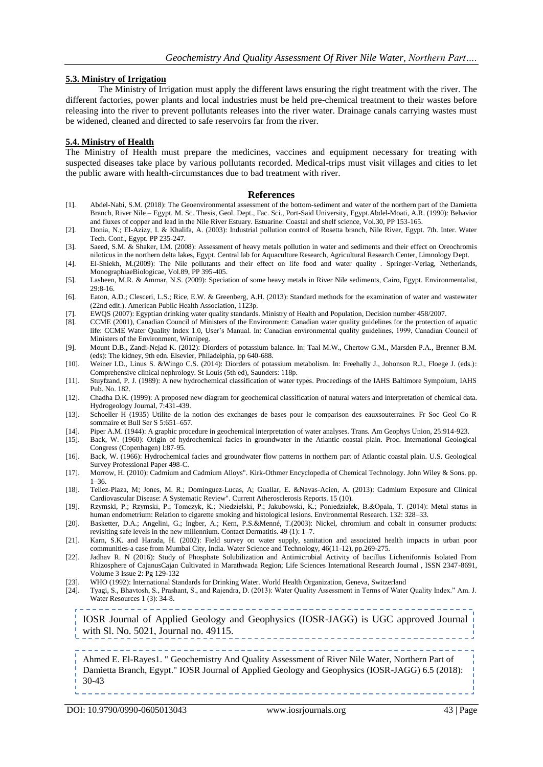### 5.3. Ministry of Irrigation

The Ministry of Irrigation must apply the different laws ensuring the right treatment with the river. The different factories, power plants and local industries must be held pre-chemical treatment to their wastes before releasing into the river to prevent pollutants releases into the river water. Drainage canals carrying wastes must be widened, cleaned and directed to safe reservoirs far from the river.

### 5.4. Ministry of Health

The Ministry of Health must prepare the medicines, vaccines and equipment necessary for treating with suspected diseases take place by various pollutants recorded. Medical-trips must visit villages and cities to let the public aware with health-circumstances due to bad treatment with river.

## References

[1]. Abdel-Nabi, S.M. (2018): The Geoenvironmental assessment of the bottom-sediment and water of the northern part of the Damietta Branch, River Nile – Egypt. M. Sc. Thesis, Geol. Dept., Fac. Sci., Port-Said University, Egypt.Abdel-Moati, A.R. (1990): Behavior and fluxes of copper and lead in the Nile River Estuary. Estuarine: Coastal and shelf science, Vol.30, PP 153-165.

[2]. Donia, N.; El-Azizy, I. & Khalifa, A. (2003): Industrial pollution control of Rosetta branch, Nile River, Egypt. 7th. Inter. Water Tech. Conf., Egypt. PP 235-247.

[3]. Saeed, S.M. & Shaker, I.M. (2008): Assessment of heavy metals pollution in water and sediments and their effect on Oreochromis niloticus in the northern delta lakes, Egypt. Central lab for Aquaculture Research, Agricultural Research Center, Limnology Dept.

[4]. El-Shiekh, M.(2009): The Nile pollutants and their effect on life food and water quality . Springer-Verlag, Netherlands, MonographiaeBiologicae, Vol.89, PP 395-405.

[5]. Lasheen, M.R. & Ammar, N.S. (2009): Speciation of some heavy metals in River Nile sediments, Cairo, Egypt. Environmentalist, 29:8-16.

[6]. Eaton, A.D.; Clesceri, L.S.; Rice, E.W. & Greenberg, A.H. (2013): Standard methods for the examination of water and wastewater (22nd edit.). American Public Health Association, 1123p.

[7]. EWQS (2007): Egyptian drinking water quality standards. Ministry of Health and Population, Decision number 458/2007.

[8]. CCME (2001), Canadian Council of Ministers of the Environment: Canadian water quality guidelines for the protection of aquatic life: CCME Water Quality Index 1.0, User's Manual. In: Canadian environmental quality guidelines, 1999, Canadian Council of Ministers of the Environment, Winnipeg.

[9]. Mount D.B., Zandi-Nejad K. (2012): Diorders of potassium balance. In: Taal M.W., Chertow G.M., Marsden P.A., Brenner B.M. (eds): The kidney, 9th edn. Elsevier, Philadeiphia, pp 640-688.

[10]. Weiner I.D., Linus S. &Wingo C.S. (2014): Diorders of potassium metabolism. In: Freehally J., Johonson R.J., Floege J. (eds.): Comprehensive clinical nephrology. St Louis (5th ed), Saunders: 118p.

[11]. Stuyfzand, P. J. (1989): A new hydrochemical classification of water types. Proceedings of the IAHS Baltimore Sympoium, IAHS Pub. No. 182.

[12]. Chadha D.K. (1999): A proposed new diagram for geochemical classification of natural waters and interpretation of chemical data. Hydrogeology Journal, 7:431-439.

[13]. Schoeller H (1935) Utilite de la notion des exchanges de bases pour le comparison des eauxsouterraines. Fr Soc Geol Co R sommaire et Bull Ser S 5:651–657.

[14]. Piper A.M. (1944): A graphic procedure in geochemical interpretation of water analyses. Trans. Am Geophys Union, 25:914-923.

[15]. Back, W. (1960): Origin of hydrochemical facies in groundwater in the Atlantic coastal plain. Proc. International Geological Congress (Copenhagen) I:87-95.

[16]. Back, W. (1966): Hydrochemical facies and groundwater flow patterns in northern part of Atlantic coastal plain. U.S. Geological Survey Professional Paper 498-C.

[17]. Morrow, H. (2010): Cadmium and Cadmium Alloys". Kirk-Othmer Encyclopedia of Chemical Technology. John Wiley & Sons. pp. 1–36.

[18]. Tellez-Plaza, M; Jones, M. R.; Dominguez-Lucas, A; Guallar, E. &Navas-Acien, A. (2013): Cadmium Exposure and Clinical Cardiovascular Disease: A Systematic Review". Current Atherosclerosis Reports. 15 (10).

[19]. Rzymski, P.; Rzymski, P.; Tomczyk, K.; Niedzielski, P.; Jakubowski, K.; Poniedziałek, B.&Opala, T. (2014): Metal status in human endometrium: Relation to cigarette smoking and histological lesions. Environmental Research. 132: 328–33.

[20]. Basketter, D.A.; Angelini, G.; Ingber, A.; Kern, P.S.&Menné, T.(2003): Nickel, chromium and cobalt in consumer products: revisiting safe levels in the new millennium. Contact Dermatitis. 49 (1): 1–7.

[21]. Karn, S.K. and Harada, H. (2002): Field survey on water supply, sanitation and associated health impacts in urban poor communities-a case from Mumbai City, India. Water Science and Technology, 46(11-12), pp.269-275.

[22]. Jadhav R. N (2016): Study of Phosphate Solubilization and Antimicrobial Activity of bacillus Licheniformis Isolated From Rhizosphere of CajanusCajan Cultivated in Marathwada Region; Life Sciences International Research Journal , ISSN 2347-8691, Volume 3 Issue 2: Pg 129-132

[23]. WHO (1992): International Standards for Drinking Water. World Health Organization, Geneva, Switzerland

[24]. Tyagi, S., Bhavtosh, S., Prashant, S., and Rajendra, D. (2013): Water Quality Assessment in Terms of Water Quality Index." Am. J. Water Resources 1 (3): 34-8.

IOSR Journal of Applied Geology and Geophysics (IOSR-JAGG) is UGC approved Journal with Sl. No. 5021, Journal no. 49115.

Ahmed E. El-Rayes1. " Geochemistry And Quality Assessment of River Nile Water, Northern Part of Damietta Branch, Egypt." IOSR Journal of Applied Geology and Geophysics (IOSR-JAGG) 6.5 (2018): 30-43